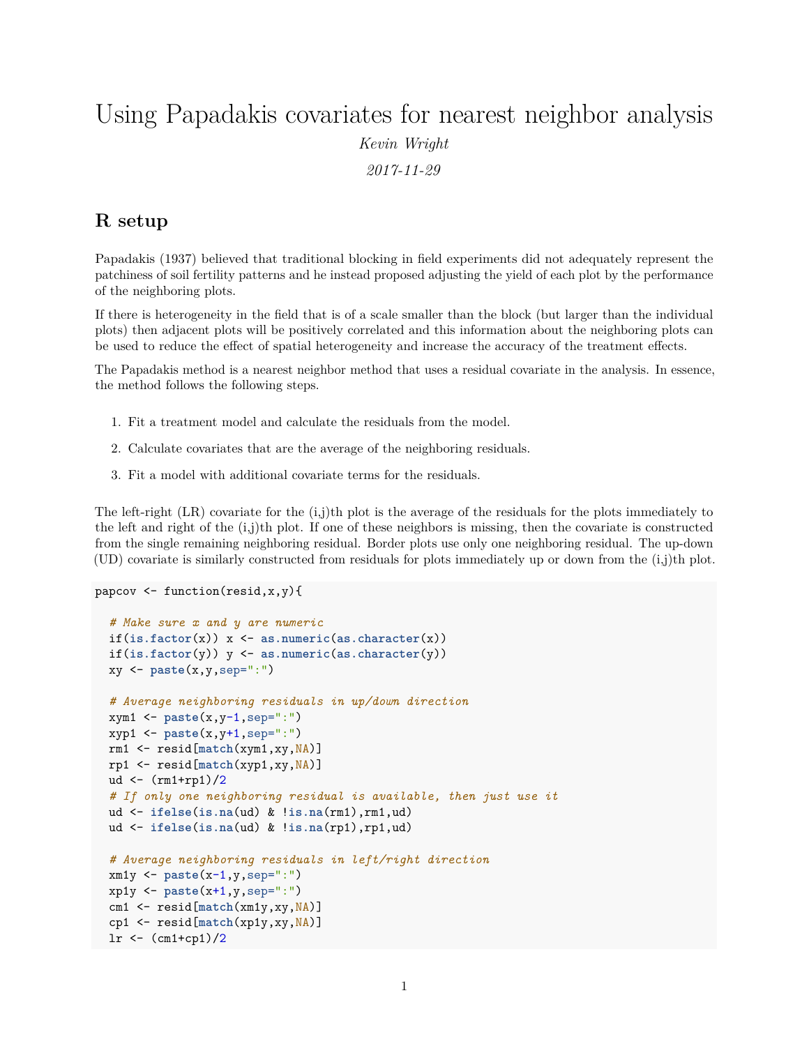# Using Papadakis covariates for nearest neighbor analysis

*Kevin Wright*

*2017-11-29*

## R setup

Papadakis (1937) believed that traditional blocking in field experiments did not adequately represent the patchiness of soil fertility patterns and he instead proposed adjusting the yield of each plot by the performance of the neighboring plots.

If there is heterogeneity in the field that is of a scale smaller than the block (but larger than the individual plots) then adjacent plots will be positively correlated and this information about the neighboring plots can be used to reduce the effect of spatial heterogeneity and increase the accuracy of the treatment effects.

The Papadakis method is a nearest neighbor method that uses a residual covariate in the analysis. In essence, the method follows the following steps.

1. Fit a treatment model and calculate the residuals from the model.
2. Calculate covariates that are the average of the neighboring residuals.
3. Fit a model with additional covariate terms for the residuals.

The left-right (LR) covariate for the (i,j)th plot is the average of the residuals for the plots immediately to the left and right of the (i,j)th plot. If one of these neighbors is missing, then the covariate is constructed from the single remaining neighboring residual. Border plots use only one neighboring residual. The up-down (UD) covariate is similarly constructed from residuals for plots immediately up or down from the (i,j)th plot.

```
papcov <- function(resid,x,y){

  # Make sure x and y are numeric
  if(is.factor(x)) x <- as.numeric(as.character(x))
  if(is.factor(y)) y <- as.numeric(as.character(y))
  xy <- paste(x,y,sep=":")

  # Average neighboring residuals in up/down direction
  xym1 <- paste(x,y-1,sep=":")
  xyp1 <- paste(x,y+1,sep=":")
  rm1 <- resid[match(xym1,xy,NA)]
  rp1 <- resid[match(xyp1,xy,NA)]
  ud <- (rm1+rp1)/2
  # If only one neighboring residual is available, then just use it
  ud <- ifelse(is.na(ud) & !is.na(rm1),rm1,ud)
  ud <- ifelse(is.na(ud) & !is.na(rp1),rp1,ud)

  # Average neighboring residuals in left/right direction
  xm1y <- paste(x-1,y,sep=":")
  xp1y <- paste(x+1,y,sep=":")
  cm1 <- resid[match(xm1y,xy,NA)]
  cp1 <- resid[match(xp1y,xy,NA)]
  lr <- (cm1+cp1)/2
```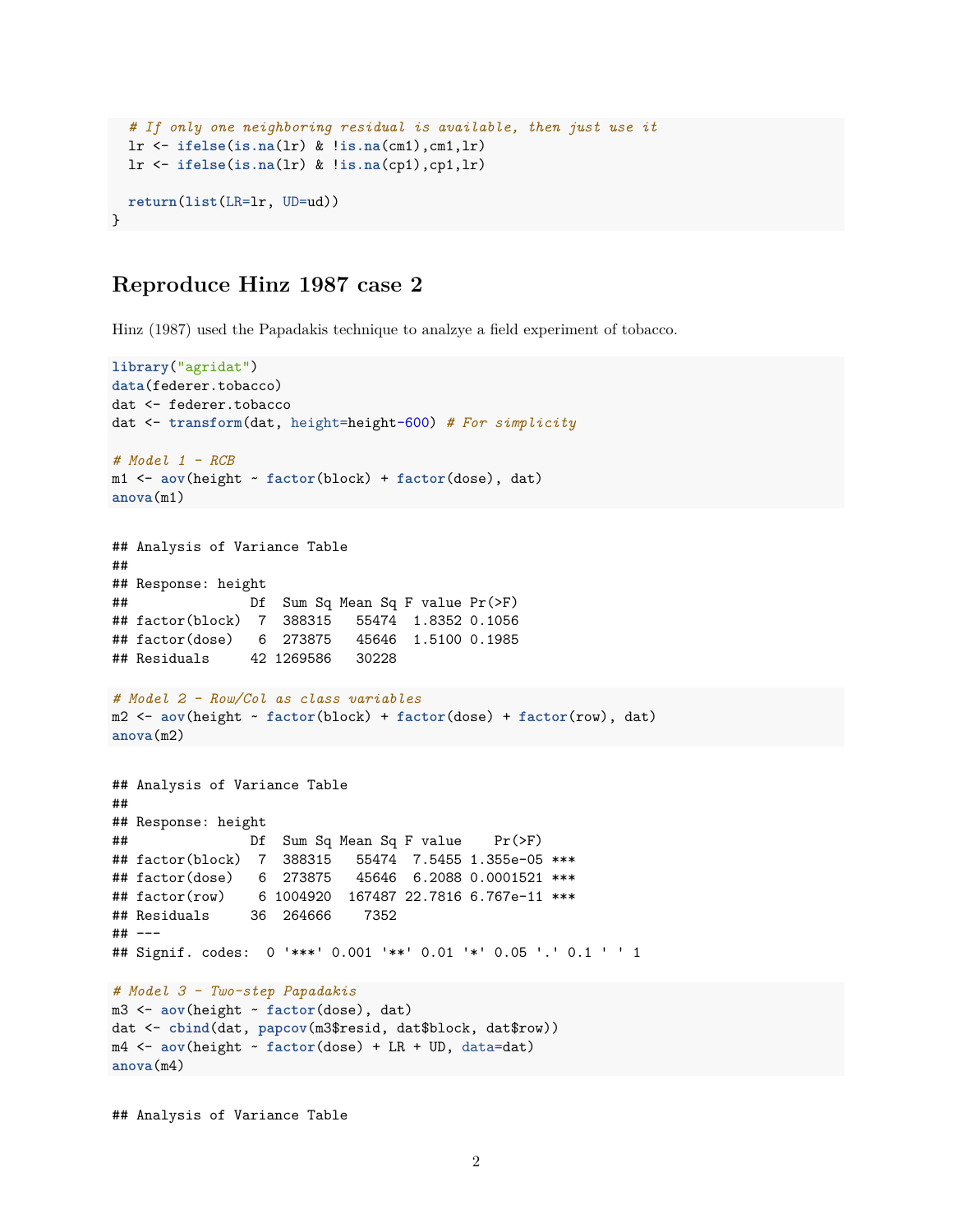```r
  # If only one neighboring residual is available, then just use it
  lr <- ifelse(is.na(lr) & !is.na(cm1),cm1,lr)
  lr <- ifelse(is.na(lr) & !is.na(cp1),cp1,lr)

  return(list(LR=lr, UD=ud))
}
```

## Reproduce Hinz 1987 case 2

Hinz (1987) used the Papadakis technique to analzye a field experiment of tobacco.

```r
library("agridat")
data(federer.tobacco)
dat <- federer.tobacco
dat <- transform(dat, height=height-600) # For simplicity

# Model 1 - RCB
m1 <- aov(height ~ factor(block) + factor(dose), dat)
anova(m1)
```

```
## Analysis of Variance Table
##
## Response: height
##               Df  Sum Sq Mean Sq F value Pr(>F)
## factor(block)  7  388315   55474  1.8352 0.1056
## factor(dose)   6  273875   45646  1.5100 0.1985
## Residuals     42 1269586   30228
```

```r
# Model 2 - Row/Col as class variables
m2 <- aov(height ~ factor(block) + factor(dose) + factor(row), dat)
anova(m2)
```

```
## Analysis of Variance Table
##
## Response: height
##               Df  Sum Sq Mean Sq F value    Pr(>F)
## factor(block)  7  388315   55474  7.5455 1.355e-05 ***
## factor(dose)   6  273875   45646  6.2088 0.0001521 ***
## factor(row)    6 1004920  167487 22.7816 6.767e-11 ***
## Residuals     36  264666    7352
## ---
## Signif. codes:  0 '***' 0.001 '**' 0.01 '*' 0.05 '.' 0.1 ' ' 1
```

```r
# Model 3 - Two-step Papadakis
m3 <- aov(height ~ factor(dose), dat)
dat <- cbind(dat, papcov(m3$resid, dat$block, dat$row))
m4 <- aov(height ~ factor(dose) + LR + UD, data=dat)
anova(m4)
```

```
## Analysis of Variance Table
```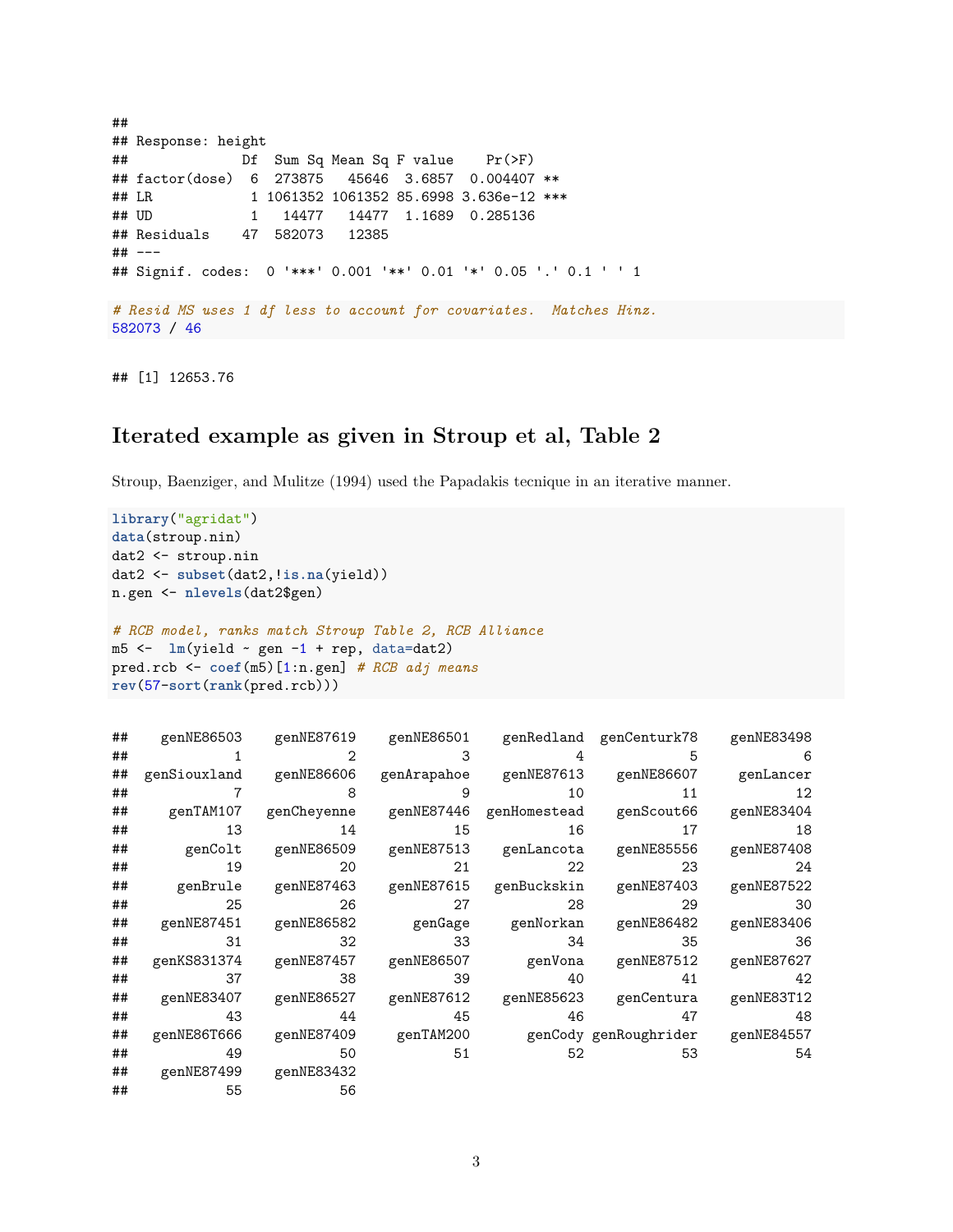```
##
## Response: height
##              Df  Sum Sq Mean Sq F value    Pr(>F)
## factor(dose)  6  273875   45646  3.6857  0.004407 **
## LR            1 1061352 1061352 85.6998 3.636e-12 ***
## UD            1   14477   14477  1.1689  0.285136
## Residuals    47  582073   12385
## ---
## Signif. codes:  0 '***' 0.001 '**' 0.01 '*' 0.05 '.' 0.1 ' ' 1
```

```
# Resid MS uses 1 df less to account for covariates.  Matches Hinz.
582073 / 46
```

```
## [1] 12653.76
```

## Iterated example as given in Stroup et al, Table 2

Stroup, Baenziger, and Mulitze (1994) used the Papadakis tecnique in an iterative manner.

```
library("agridat")
data(stroup.nin)
dat2 <- stroup.nin
dat2 <- subset(dat2,!is.na(yield))
n.gen <- nlevels(dat2$gen)

# RCB model, ranks match Stroup Table 2, RCB Alliance
m5 <-  lm(yield ~ gen -1 + rep, data=dat2)
pred.rcb <- coef(m5)[1:n.gen] # RCB adj means
rev(57-sort(rank(pred.rcb)))
```

```
##    genNE86503    genNE87619    genNE86501    genRedland  genCenturk78    genNE83498
##             1             2             3             4             5             6
##  genSiouxland    genNE86606    genArapahoe    genNE87613    genNE86607     genLancer
##             7             8             9            10            11            12
##     genTAM107   genCheyenne    genNE87446  genHomestead    genScout66    genNE83404
##            13            14            15            16            17            18
##       genColt    genNE86509    genNE87513    genLancota    genNE85556    genNE87408
##            19            20            21            22            23            24
##      genBrule    genNE87463    genNE87615   genBuckskin    genNE87403    genNE87522
##            25            26            27            28            29            30
##    genNE87451    genNE86582       genGage     genNorkan    genNE86482    genNE83406
##            31            32            33            34            35            36
##   genKS831374    genNE87457    genNE86507       genVona    genNE87512    genNE87627
##            37            38            39            40            41            42
##    genNE83407    genNE86527    genNE87612    genNE85623    genCentura    genNE83T12
##            43            44            45            46            47            48
##   genNE86T666    genNE87409     genTAM200       genCody genRoughrider    genNE84557
##            49            50            51            52            53            54
##    genNE87499    genNE83432
##            55            56
```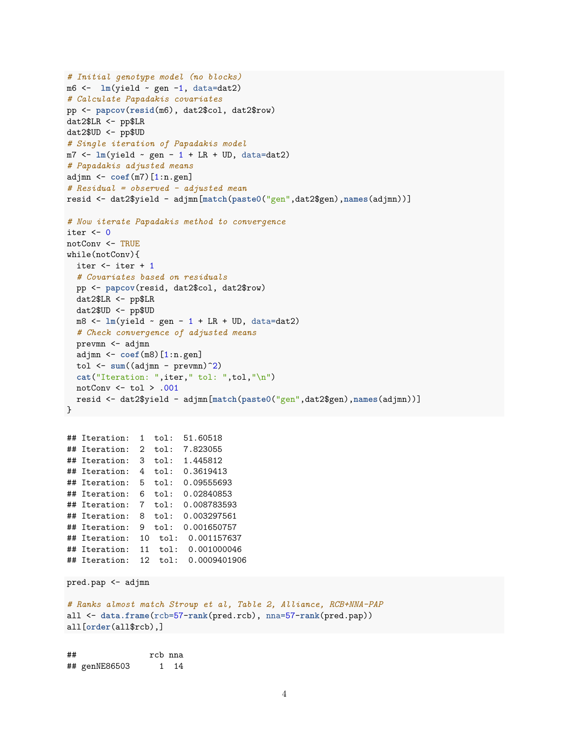```r
# Initial genotype model (no blocks)
m6 <-  lm(yield ~ gen -1, data=dat2)
# Calculate Papadakis covariates
pp <- papcov(resid(m6), dat2$col, dat2$row)
dat2$LR <- pp$LR
dat2$UD <- pp$UD
# Single iteration of Papadakis model
m7 <- lm(yield ~ gen - 1 + LR + UD, data=dat2)
# Papadakis adjusted means
adjmn <- coef(m7)[1:n.gen]
# Residual = observed - adjusted mean
resid <- dat2$yield - adjmn[match(paste0("gen",dat2$gen),names(adjmn))]

# Now iterate Papadakis method to convergence
iter <- 0
notConv <- TRUE
while(notConv){
  iter <- iter + 1
  # Covariates based on residuals
  pp <- papcov(resid, dat2$col, dat2$row)
  dat2$LR <- pp$LR
  dat2$UD <- pp$UD
  m8 <- lm(yield ~ gen - 1 + LR + UD, data=dat2)
  # Check convergence of adjusted means
  prevmn <- adjmn
  adjmn <- coef(m8)[1:n.gen]
  tol <- sum((adjmn - prevmn)^2)
  cat("Iteration: ",iter," tol: ",tol,"\n")
  notConv <- tol > .001
  resid <- dat2$yield - adjmn[match(paste0("gen",dat2$gen),names(adjmn))]
}
```

```
## Iteration:  1  tol:  51.60518
## Iteration:  2  tol:  7.823055
## Iteration:  3  tol:  1.445812
## Iteration:  4  tol:  0.3619413
## Iteration:  5  tol:  0.09555693
## Iteration:  6  tol:  0.02840853
## Iteration:  7  tol:  0.008783593
## Iteration:  8  tol:  0.003297561
## Iteration:  9  tol:  0.001650757
## Iteration:  10  tol:  0.001157637
## Iteration:  11  tol:  0.001000046
## Iteration:  12  tol:  0.0009401906
```

```r
pred.pap <- adjmn

# Ranks almost match Stroup et al, Table 2, Alliance, RCB+NNA-PAP
all <- data.frame(rcb=57-rank(pred.rcb), nna=57-rank(pred.pap))
all[order(all$rcb),]
```

```
##                rcb nna
## genNE86503      1  14
```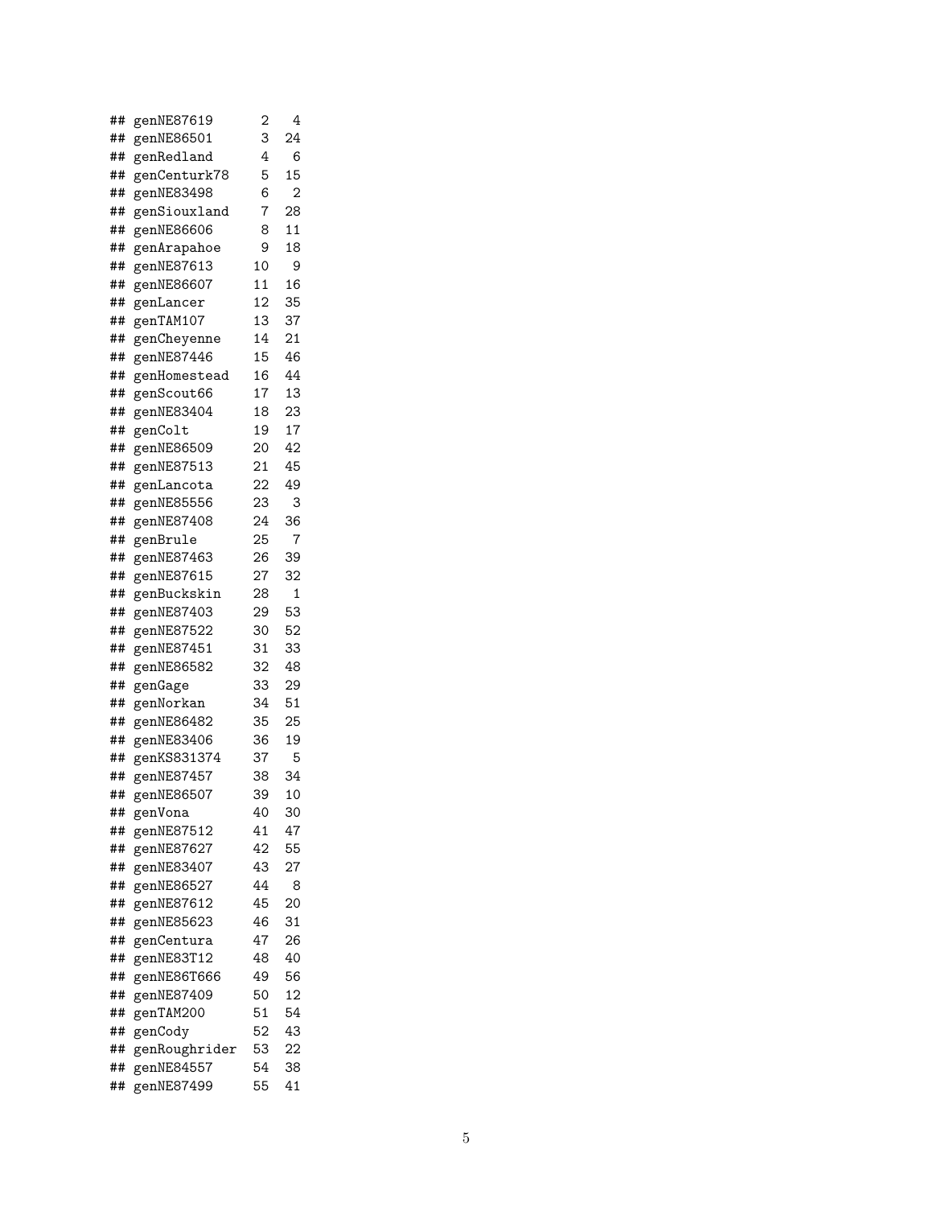```
## genNE87619       2   4
## genNE86501       3  24
## genRedland       4   6
## genCenturk78     5  15
## genNE83498       6   2
## genSiouxland     7  28
## genNE86606       8  11
## genArapahoe      9  18
## genNE87613      10   9
## genNE86607      11  16
## genLancer       12  35
## genTAM107       13  37
## genCheyenne     14  21
## genNE87446      15  46
## genHomestead    16  44
## genScout66      17  13
## genNE83404      18  23
## genColt         19  17
## genNE86509      20  42
## genNE87513      21  45
## genLancota      22  49
## genNE85556      23   3
## genNE87408      24  36
## genBrule        25   7
## genNE87463      26  39
## genNE87615      27  32
## genBuckskin     28   1
## genNE87403      29  53
## genNE87522      30  52
## genNE87451      31  33
## genNE86582      32  48
## genGage         33  29
## genNorkan       34  51
## genNE86482      35  25
## genNE83406      36  19
## genKS831374     37   5
## genNE87457      38  34
## genNE86507      39  10
## genVona         40  30
## genNE87512      41  47
## genNE87627      42  55
## genNE83407      43  27
## genNE86527      44   8
## genNE87612      45  20
## genNE85623      46  31
## genCentura      47  26
## genNE83T12      48  40
## genNE86T666     49  56
## genNE87409      50  12
## genTAM200       51  54
## genCody         52  43
## genRoughrider   53  22
## genNE84557      54  38
## genNE87499      55  41
```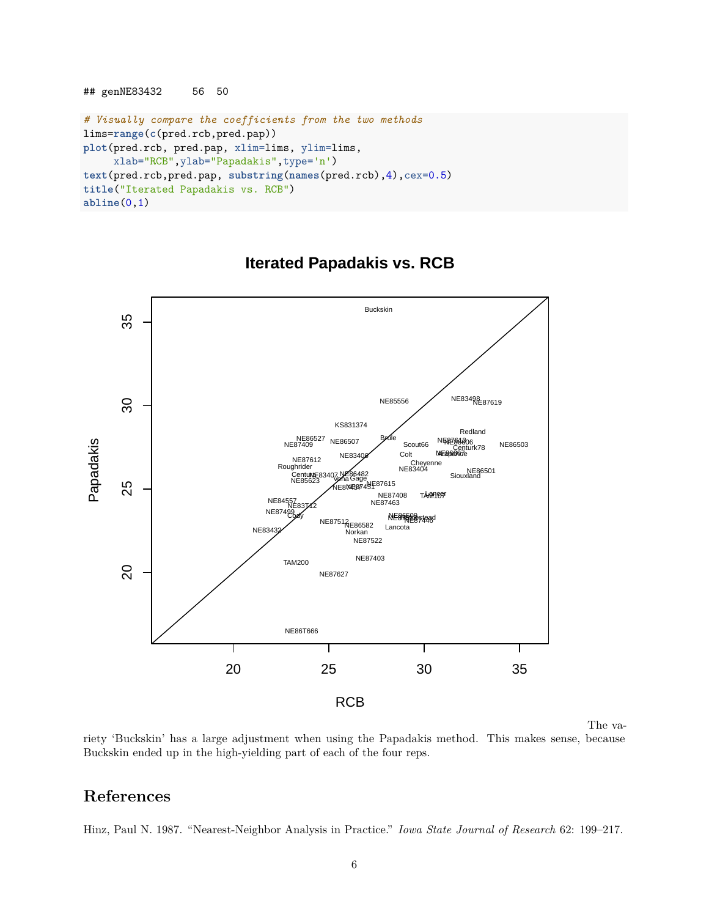```
## genNE83432      56   50
```

```r
# Visually compare the coefficients from the two methods
lims=range(c(pred.rcb,pred.pap))
plot(pred.rcb, pred.pap, xlim=lims, ylim=lims,
     xlab="RCB",ylab="Papadakis",type='n')
text(pred.rcb,pred.pap, substring(names(pred.rcb),4),cex=0.5)
title("Iterated Papadakis vs. RCB")
abline(0,1)
```

The variety 'Buckskin' has a large adjustment when using the Papadakis method. This makes sense, because Buckskin ended up in the high-yielding part of each of the four reps.

## References

Hinz, Paul N. 1987. "Nearest-Neighbor Analysis in Practice." *Iowa State Journal of Research* 62: 199–217.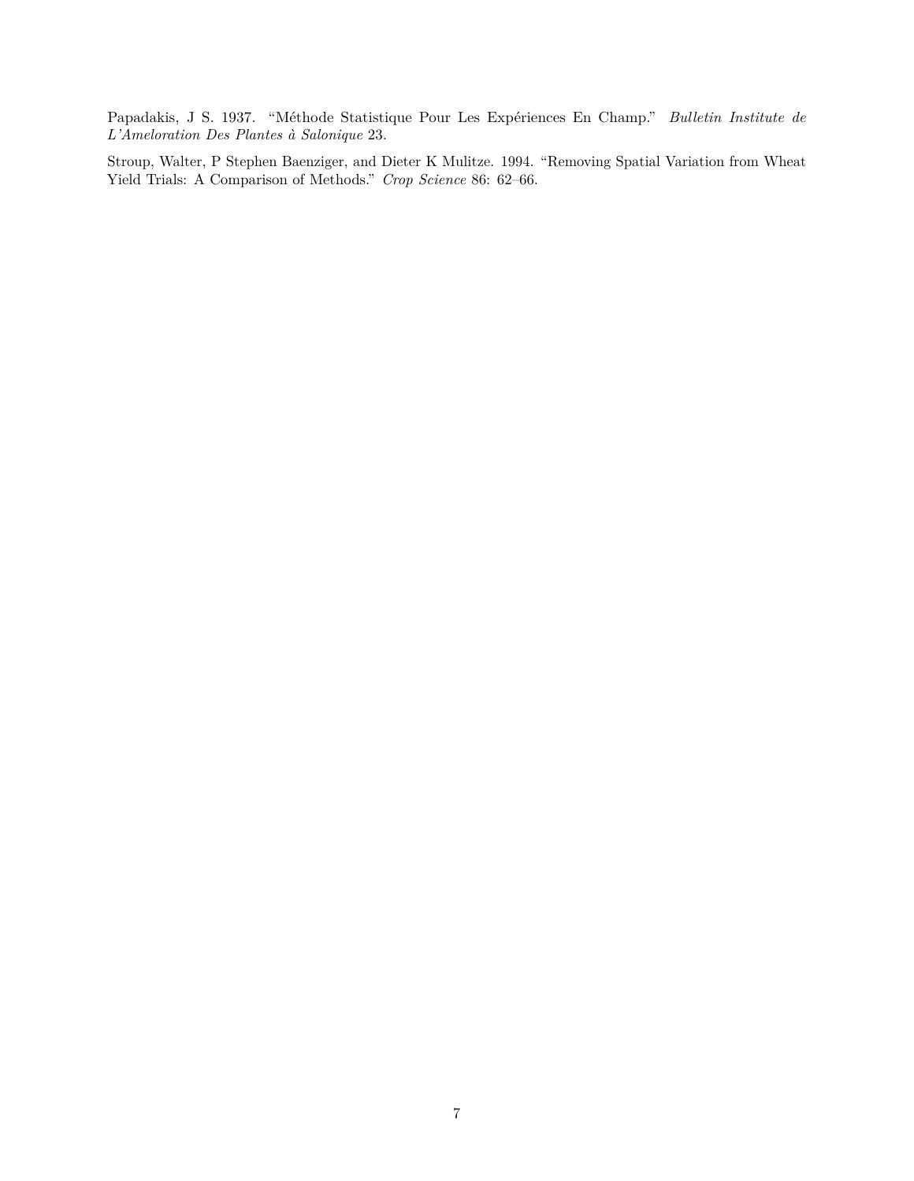Papadakis, J S. 1937. "Méthode Statistique Pour Les Expériences En Champ." *Bulletin Institute de L'Amelioration Des Plantes à Salonique* 23.

Stroup, Walter, P Stephen Baenziger, and Dieter K Mulitze. 1994. "Removing Spatial Variation from Wheat Yield Trials: A Comparison of Methods." *Crop Science* 86: 62–66.